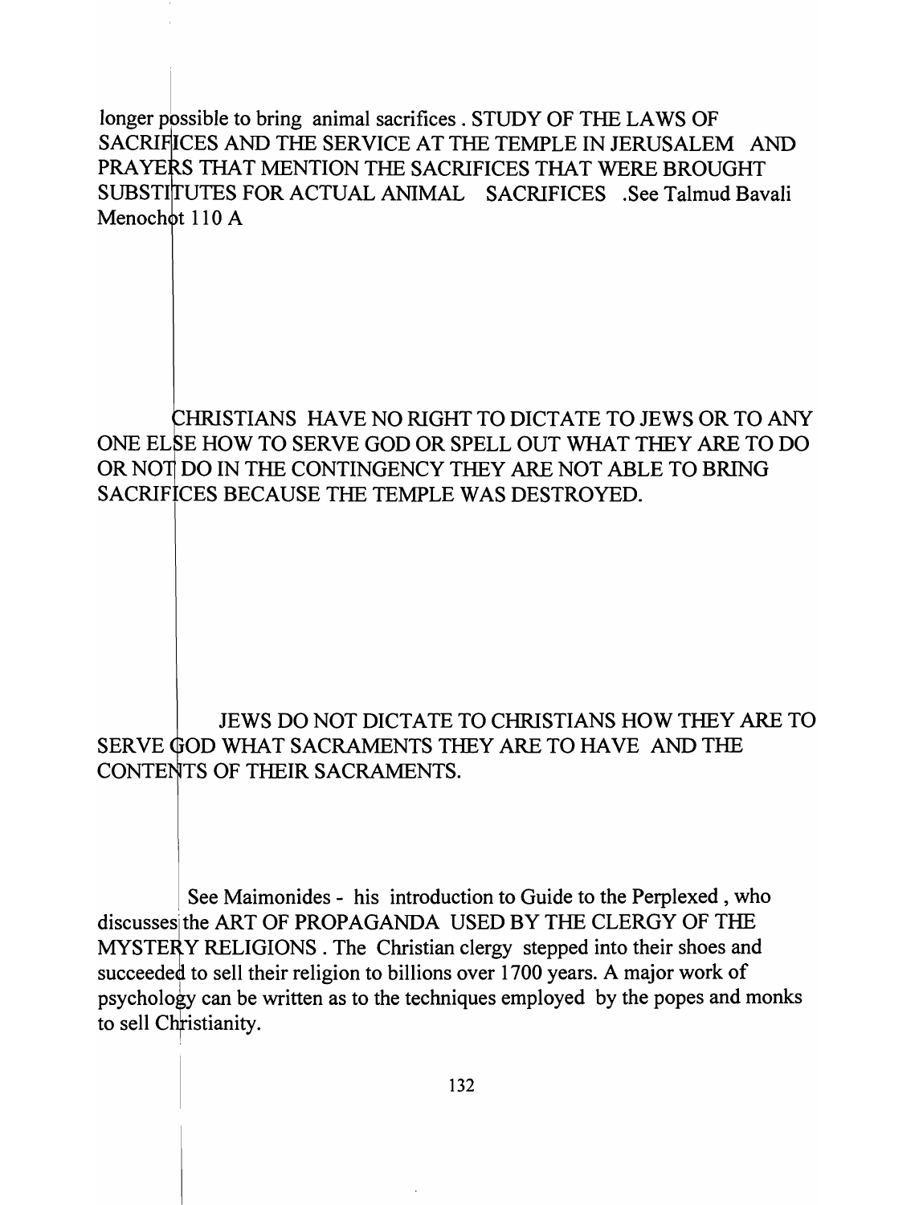longer possible to bring animal sacrifices . STUDY OF THE LAWS OF SACRIFICES AND THE SERVICE AT THE TEMPLE IN JERUSALEM AND PRAYERS THAT MENTION THE SACRIFICES THAT WERE BROUGHT SUBSTITUTES FOR ACTUAL ANIMAL SACRIFICES .See Talmud Bavali Menochot 110 A

CHRISTIANS HAVE NO RIGHT TO DICTATE TO JEWS OR TO ANY ONE ELSE HOW TO SERVE GOD OR SPELL OUT WHAT THEY ARE TO DO OR NOT DO IN THE CONTINGENCY THEY ARE NOT ABLE TO BRING SACRIFICES BECAUSE THE TEMPLE WAS DESTROYED.

JEWS DO NOT DICTATE TO CHRISTIANS HOW THEY ARE TO SERVE GOD WHAT SACRAMENTS THEY ARE TO HAVE AND THE CONTENTS OF THEIR SACRAMENTS.

See Maimonides - his introduction to Guide to the Perplexed , who discusses the ART OF PROPAGANDA USED BY THE CLERGY OF THE MYSTERY RELIGIONS . The Christian clergy stepped into their shoes and succeeded to sell their religion to billions over 1700 years. A major work of psychology can be written as to the techniques employed by the popes and monks to sell Christianity.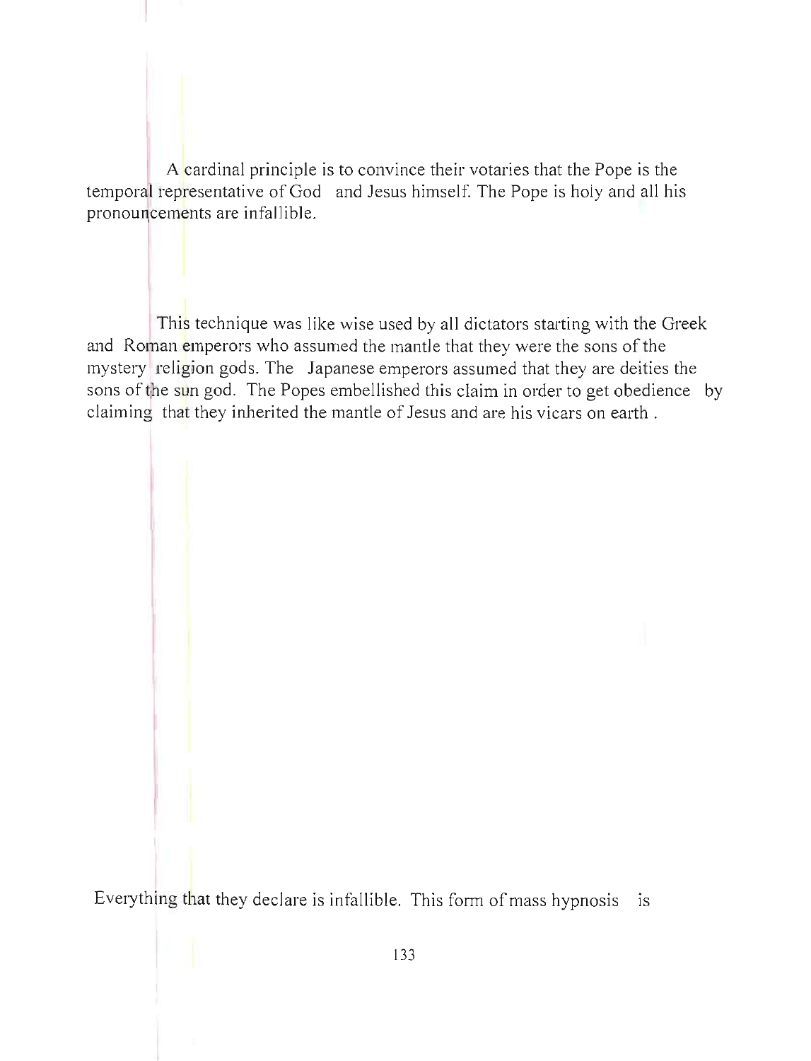A cardinal principle is to convince their votaries that the Pope is the temporal representative of God and Jesus himself. The Pope is holy and all his pronouncements are infallible.

This technique was like wise used by all dictators starting with the Greek and Roman emperors who assumed the mantle that they were the sons of the mystery religion gods. The Japanese emperors assumed that they are deities the sons of the sun god. The Popes embellished this claim in order to get obedience by claiming that they inherited the mantle of Jesus and are his vicars on earth .

Everything that they declare is infallible. This form of mass hypnosis is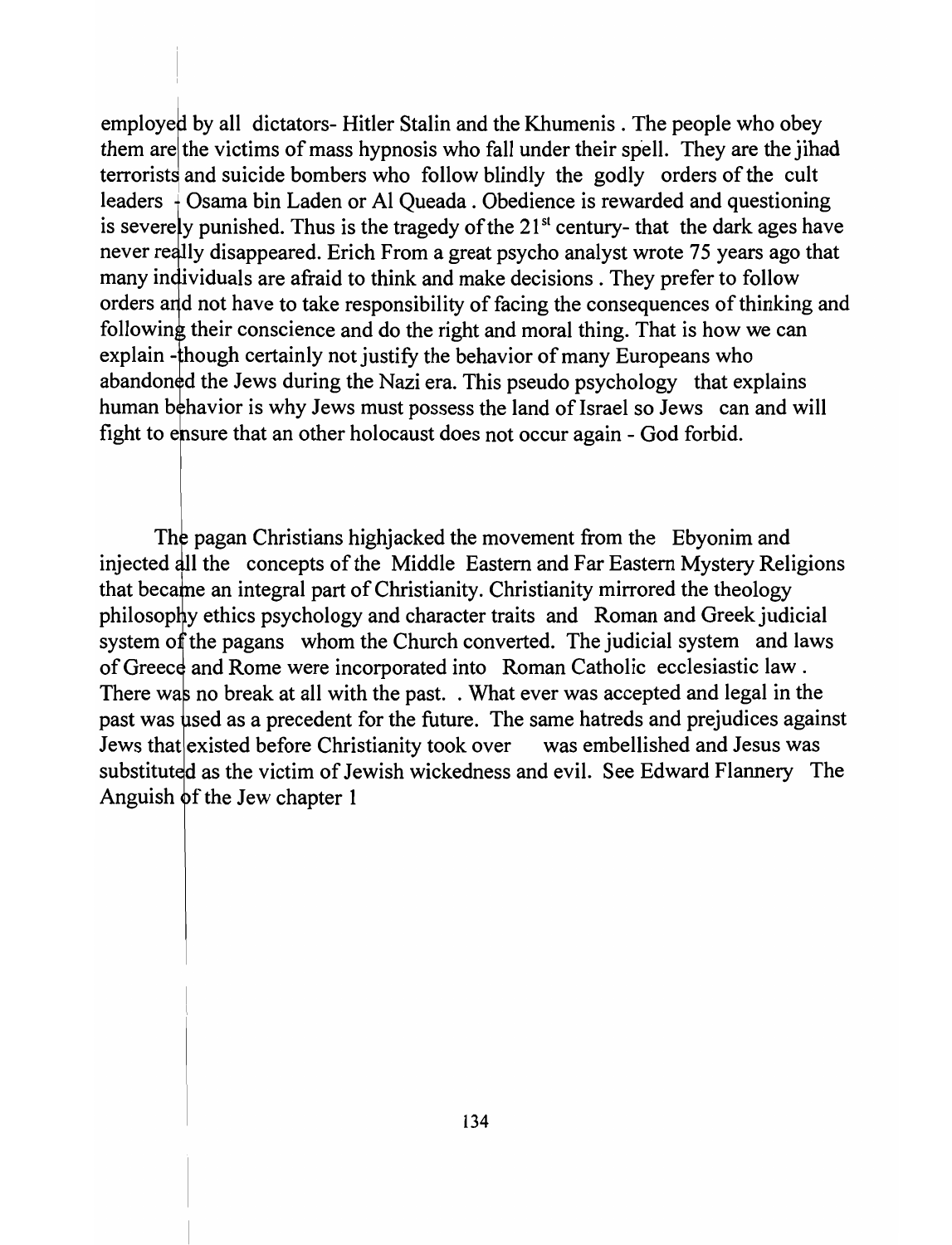employed by all dictators- Hitler Stalin and the Khumenis . The people who obey them are the victims of mass hypnosis who fall under their spell. They are the jihad terrorists and suicide bombers who follow blindly the godly orders of the cult leaders - Osama bin Laden or Al Queada . Obedience is rewarded and questioning is severely punished. Thus is the tragedy of the 21st century- that the dark ages have never really disappeared. Erich From a great psycho analyst wrote 75 years ago that many individuals are afraid to think and make decisions . They prefer to follow orders and not have to take responsibility of facing the consequences of thinking and following their conscience and do the right and moral thing. That is how we can explain -though certainly not justify the behavior of many Europeans who abandoned the Jews during the Nazi era. This pseudo psychology that explains human behavior is why Jews must possess the land of Israel so Jews can and will fight to ensure that an other holocaust does not occur again - God forbid.

The pagan Christians highjacked the movement from the Ebyonim and injected all the concepts of the Middle Eastern and Far Eastern Mystery Religions that became an integral part of Christianity. Christianity mirrored the theology philosophy ethics psychology and character traits and Roman and Greek judicial system of the pagans whom the Church converted. The judicial system and laws of Greece and Rome were incorporated into Roman Catholic ecclesiastic law . There was no break at all with the past. . What ever was accepted and legal in the past was used as a precedent for the future. The same hatreds and prejudices against Jews that existed before Christianity took over was embellished and Jesus was substituted as the victim of Jewish wickedness and evil. See Edward Flannery The Anguish of the Jew chapter 1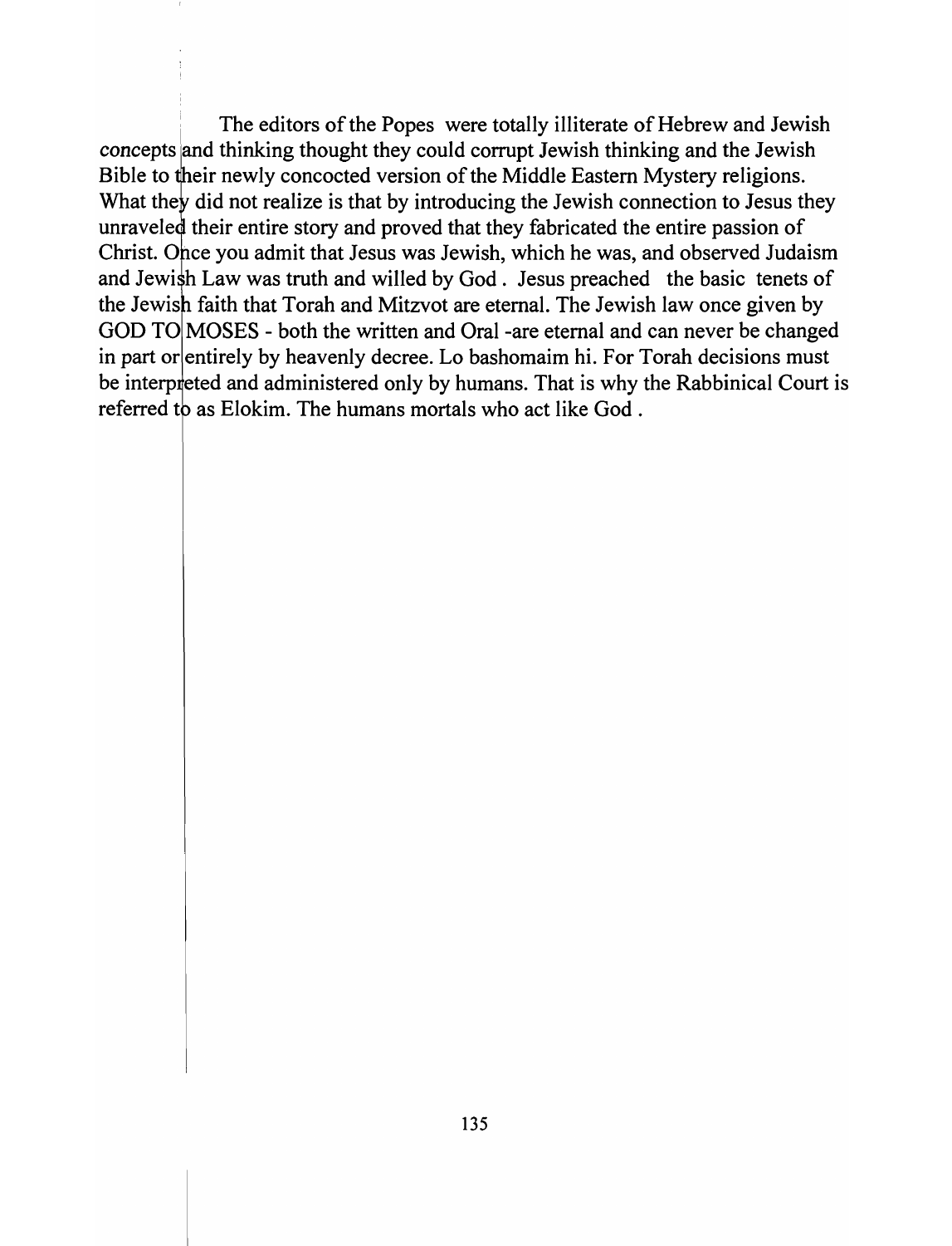The editors of the Popes were totally illiterate of Hebrew and Jewish concepts and thinking thought they could corrupt Jewish thinking and the Jewish Bible to their newly concocted version of the Middle Eastern Mystery religions. What they did not realize is that by introducing the Jewish connection to Jesus they unraveled their entire story and proved that they fabricated the entire passion of Christ. Once you admit that Jesus was Jewish, which he was, and observed Judaism and Jewish Law was truth and willed by God . Jesus preached the basic tenets of the Jewish faith that Torah and Mitzvot are eternal. The Jewish law once given by GOD TO MOSES - both the written and Oral -are eternal and can never be changed in part or entirely by heavenly decree. Lo bashomaim hi. For Torah decisions must be interpreted and administered only by humans. That is why the Rabbinical Court is referred to as Elokim. The humans mortals who act like God .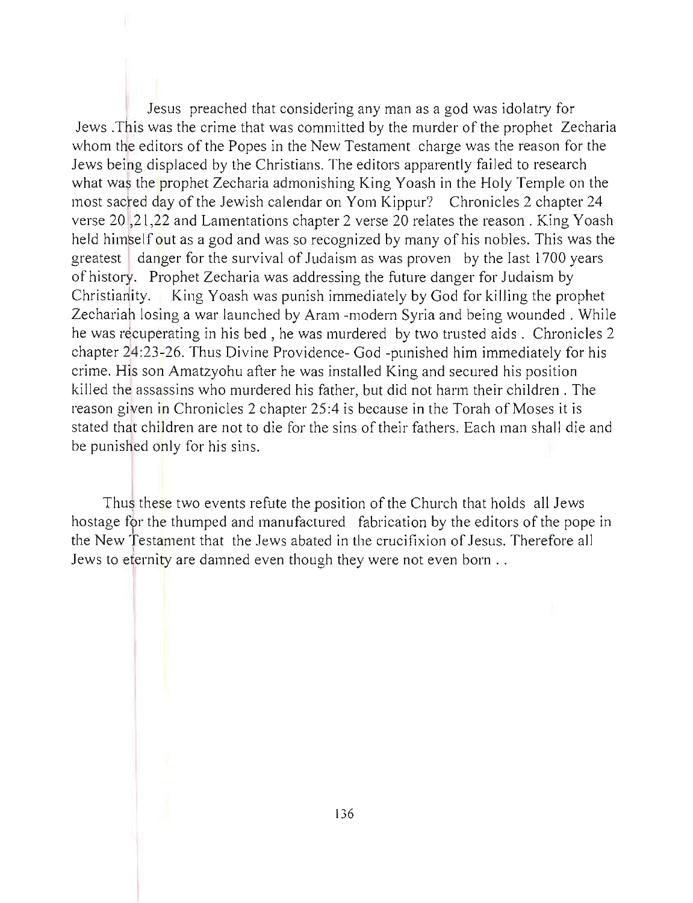Jesus preached that considering any man as a god was idolatry for Jews .This was the crime that was committed by the murder of the prophet Zecharia whom the editors of the Popes in the New Testament charge was the reason for the Jews being displaced by the Christians. The editors apparently failed to research what was the prophet Zecharia admonishing King Yoash in the Holy Temple on the most sacred day of the Jewish calendar on Yom Kippur? Chronicles 2 chapter 24 verse 20 ,21,22 and Lamentations chapter 2 verse 20 relates the reason . King Yoash held himself out as a god and was so recognized by many of his nobles. This was the greatest danger for the survival of Judaism as was proven by the last 1700 years of history. Prophet Zecharia was addressing the future danger for Judaism by Christianity. King Yoash was punish immediately by God for killing the prophet Zechariah losing a war launched by Aram -modern Syria and being wounded . While he was recuperating in his bed , he was murdered by two trusted aids . Chronicles 2 chapter 24:23-26. Thus Divine Providence- God -punished him immediately for his crime. His son Amatzyohu after he was installed King and secured his position killed the assassins who murdered his father, but did not harm their children . The reason given in Chronicles 2 chapter 25:4 is because in the Torah of Moses it is stated that children are not to die for the sins of their fathers. Each man shall die and be punished only for his sins.

Thus these two events refute the position of the Church that holds all Jews hostage for the thumped and manufactured fabrication by the editors of the pope in the New Testament that the Jews abated in the crucifixion of Jesus. Therefore all Jews to eternity are damned even though they were not even born . .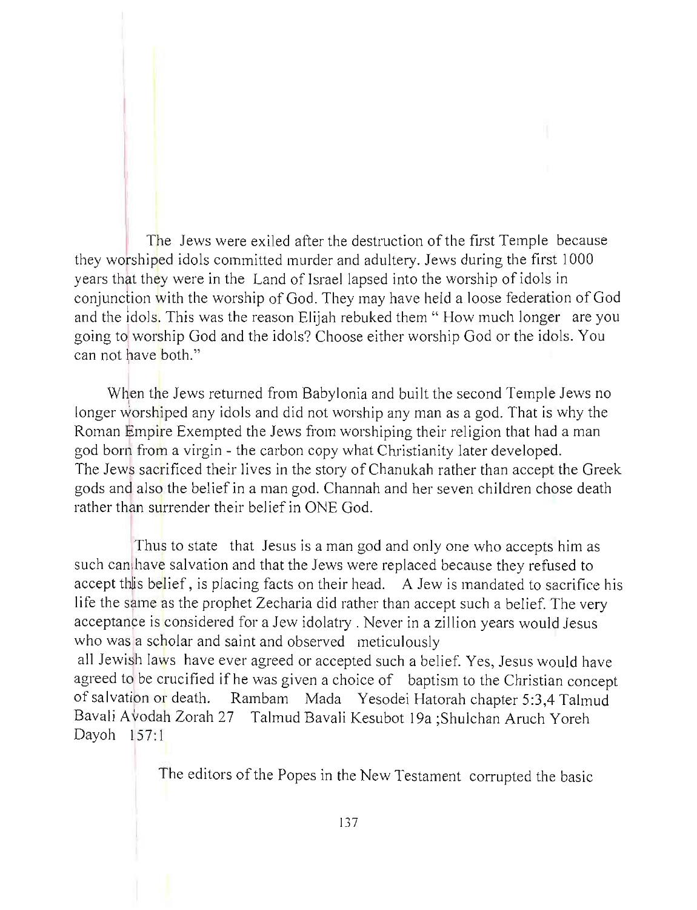The Jews were exiled after the destruction of the first Temple because they worshiped idols committed murder and adultery. Jews during the first 1000 years that they were in the Land of Israel lapsed into the worship of idols in conjunction with the worship of God. They may have held a loose federation of God and the idols. This was the reason Elijah rebuked them " How much longer are you going to worship God and the idols? Choose either worship God or the idols. You can not have both."

When the Jews returned from Babylonia and built the second Temple Jews no longer worshiped any idols and did not worship any man as a god. That is why the Roman Empire Exempted the Jews from worshiping their religion that had a man god born from a virgin - the carbon copy what Christianity later developed. The Jews sacrificed their lives in the story of Chanukah rather than accept the Greek gods and also the belief in a man god. Channah and her seven children chose death rather than surrender their belief in ONE God.

Thus to state that Jesus is a man god and only one who accepts him as such can have salvation and that the Jews were replaced because they refused to accept this belief, is placing facts on their head. A Jew is mandated to sacrifice his life the same as the prophet Zecharia did rather than accept such a belief. The very acceptance is considered for a Jew idolatry. Never in a zillion years would Jesus who was a scholar and saint and observed meticulously all Jewish laws have ever agreed or accepted such a belief. Yes, Jesus would have agreed to be crucified if he was given a choice of baptism to the Christian concept of salvation or death. Rambam Mada Yesodei Hatorah chapter 5:3,4 Talmud Bavali Avodah Zorah 27 Talmud Bavali Kesubot 19a ;Shulchan Aruch Yoreh Dayoh 157:1

The editors of the Popes in the New Testament corrupted the basic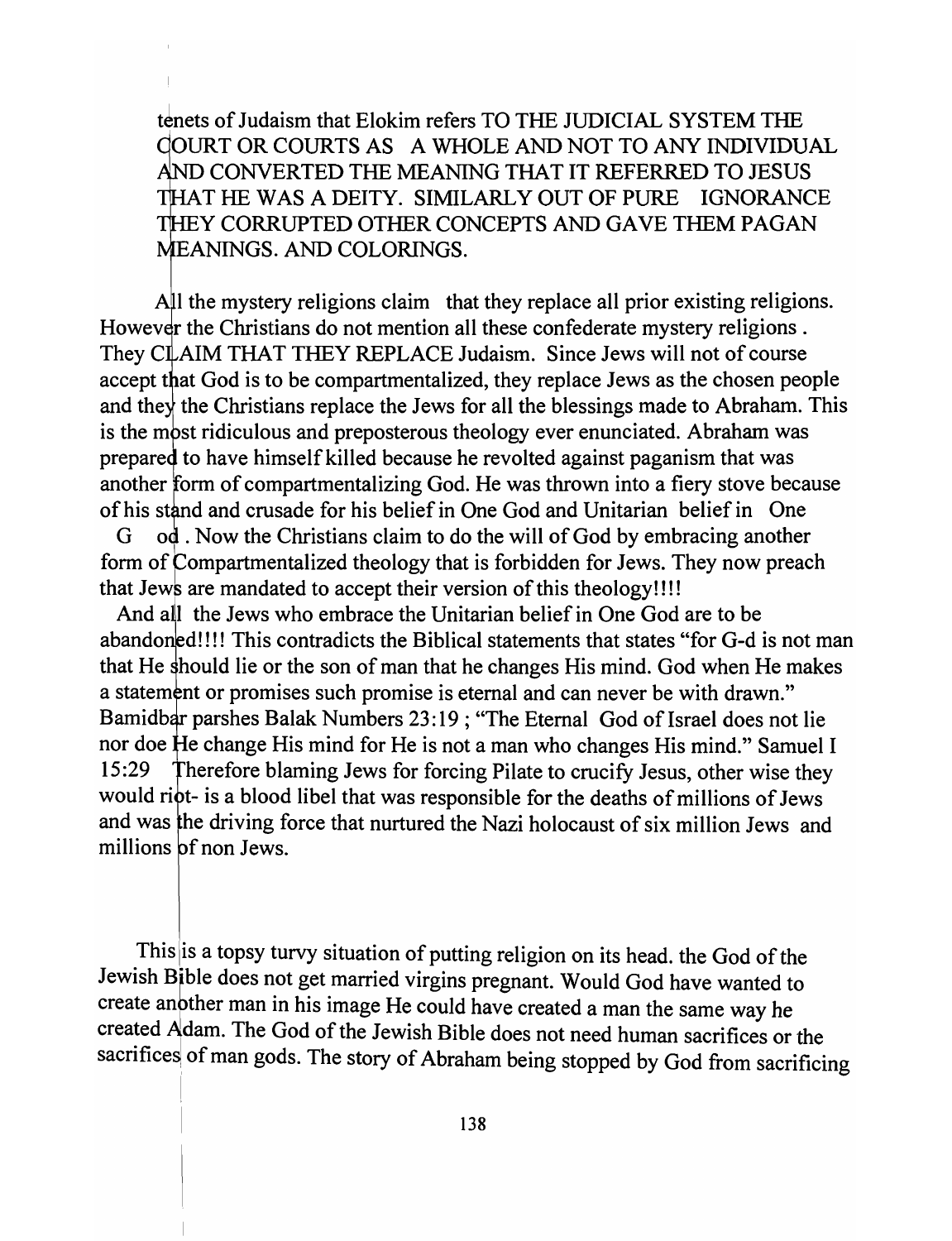tenets of Judaism that Elokim refers TO THE JUDICIAL SYSTEM THE COURT OR COURTS AS A WHOLE AND NOT TO ANY INDIVIDUAL AND CONVERTED THE MEANING THAT IT REFERRED TO JESUS THAT HE WAS A DEITY. SIMILARLY OUT OF PURE IGNORANCE THEY CORRUPTED OTHER CONCEPTS AND GAVE THEM PAGAN MEANINGS. AND COLORINGS.

All the mystery religions claim that they replace all prior existing religions. However the Christians do not mention all these confederate mystery religions . They CLAIM THAT THEY REPLACE Judaism. Since Jews will not of course accept that God is to be compartmentalized, they replace Jews as the chosen people and they the Christians replace the Jews for all the blessings made to Abraham. This is the most ridiculous and preposterous theology ever enunciated. Abraham was prepared to have himself killed because he revolted against paganism that was another form of compartmentalizing God. He was thrown into a fiery stove because of his stand and crusade for his belief in One God and Unitarian belief in One G od . Now the Christians claim to do the will of God by embracing another form of Compartmentalized theology that is forbidden for Jews. They now preach that Jews are mandated to accept their version of this theology!!!!

And all the Jews who embrace the Unitarian belief in One God are to be abandoned!!!! This contradicts the Biblical statements that states "for G-d is not man that He should lie or the son of man that he changes His mind. God when He makes a statement or promises such promise is eternal and can never be with drawn." Bamidbar parshes Balak Numbers 23:19 ; "The Eternal God of Israel does not lie nor doe He change His mind for He is not a man who changes His mind." Samuel I 15:29 Therefore blaming Jews for forcing Pilate to crucify Jesus, other wise they would riot- is a blood libel that was responsible for the deaths of millions of Jews and was the driving force that nurtured the Nazi holocaust of six million Jews and millions of non Jews.

This is a topsy turvy situation of putting religion on its head. the God of the Jewish Bible does not get married virgins pregnant. Would God have wanted to create another man in his image He could have created a man the same way he created Adam. The God of the Jewish Bible does not need human sacrifices or the sacrifices of man gods. The story of Abraham being stopped by God from sacrificing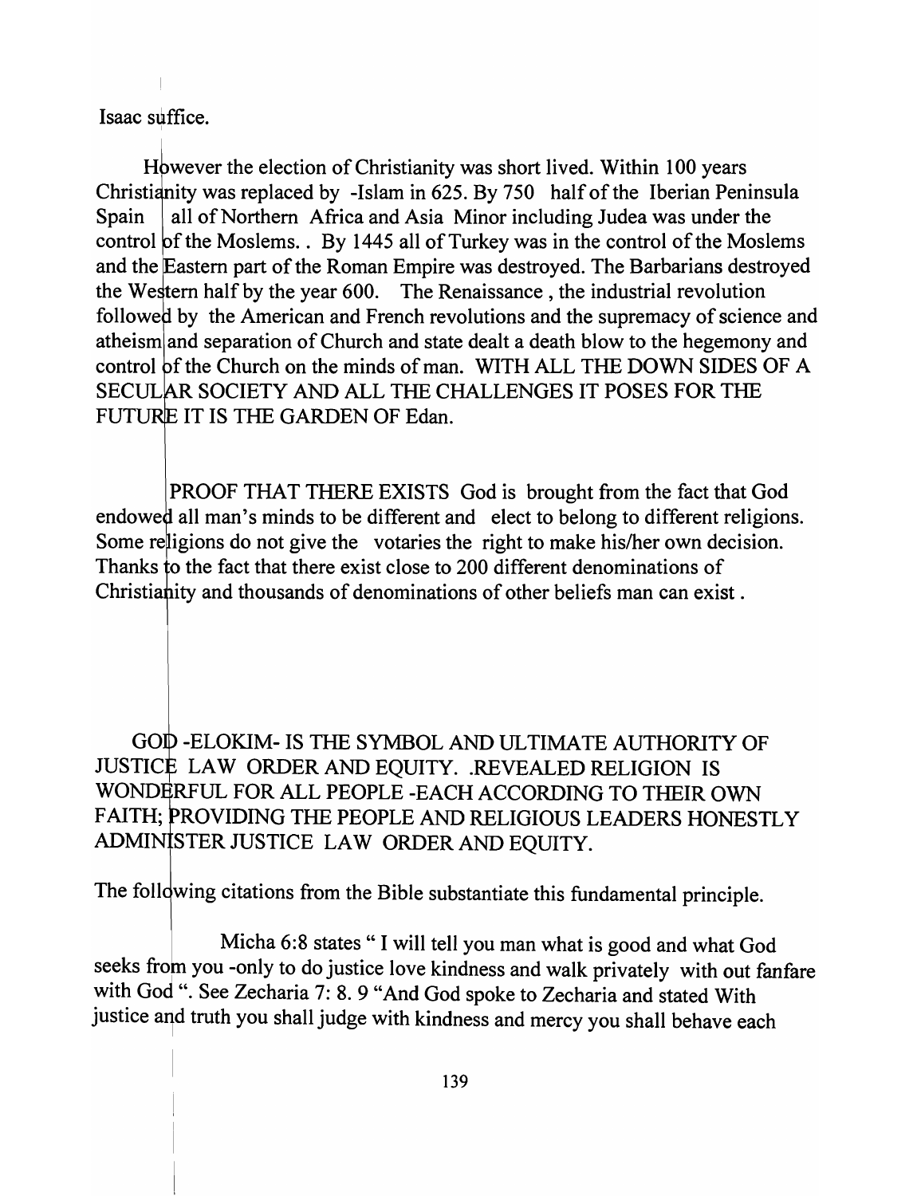Isaac suffice.

However the election of Christianity was short lived. Within 100 years Christianity was replaced by -Islam in 625. By 750 half of the Iberian Peninsula Spain all of Northern Africa and Asia Minor including Judea was under the control of the Moslems. . By 1445 all of Turkey was in the control of the Moslems and the Eastern part of the Roman Empire was destroyed. The Barbarians destroyed the Western half by the year 600. The Renaissance , the industrial revolution followed by the American and French revolutions and the supremacy of science and atheism and separation of Church and state dealt a death blow to the hegemony and control of the Church on the minds of man. WITH ALL THE DOWN SIDES OF A SECULAR SOCIETY AND ALL THE CHALLENGES IT POSES FOR THE FUTURE IT IS THE GARDEN OF Edan.

PROOF THAT THERE EXISTS God is brought from the fact that God endowed all man's minds to be different and elect to belong to different religions. Some religions do not give the votaries the right to make his/her own decision. Thanks to the fact that there exist close to 200 different denominations of Christianity and thousands of denominations of other beliefs man can exist .

GOD -ELOKIM- IS THE SYMBOL AND ULTIMATE AUTHORITY OF JUSTICE LAW ORDER AND EQUITY. .REVEALED RELIGION IS WONDERFUL FOR ALL PEOPLE -EACH ACCORDING TO THEIR OWN FAITH; PROVIDING THE PEOPLE AND RELIGIOUS LEADERS HONESTLY ADMINISTER JUSTICE LAW ORDER AND EQUITY.

The following citations from the Bible substantiate this fundamental principle.

Micha 6:8 states " I will tell you man what is good and what God seeks from you -only to do justice love kindness and walk privately with out fanfare with God ". See Zecharia 7: 8. 9 "And God spoke to Zecharia and stated With justice and truth you shall judge with kindness and mercy you shall behave each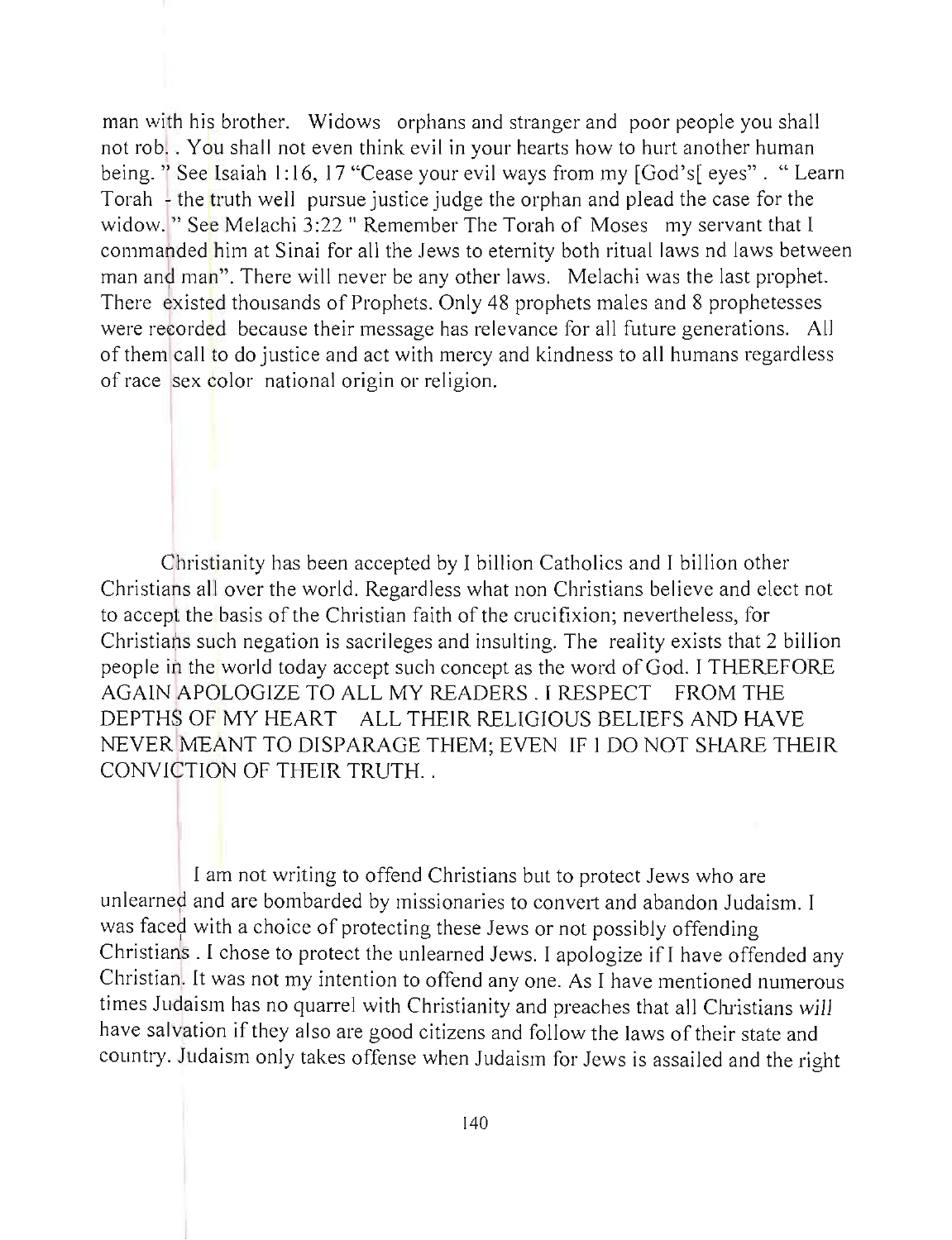man with his brother. Widows orphans and stranger and poor people you shall not rob. . You shall not even think evil in your hearts how to hurt another human being. " See Isaiah 1:16, 17 "Cease your evil ways from my [God's[ eyes" . " Learn Torah - the truth well pursue justice judge the orphan and plead the case for the widow. " See Melachi 3:22 " Remember The Torah of Moses my servant that I commanded him at Sinai for all the Jews to eternity both ritual laws nd laws between man and man". There will never be any other laws. Melachi was the last prophet. There existed thousands of Prophets. Only 48 prophets males and 8 prophetesses were recorded because their message has relevance for all future generations. All of them call to do justice and act with mercy and kindness to all humans regardless of race sex color national origin or religion.

Christianity has been accepted by I billion Catholics and I billion other Christians all over the world. Regardless what non Christians believe and elect not to accept the basis of the Christian faith of the crucifixion; nevertheless, for Christians such negation is sacrileges and insulting. The reality exists that 2 billion people in the world today accept such concept as the word of God. I THEREFORE AGAIN APOLOGIZE TO ALL MY READERS . I RESPECT FROM THE DEPTHS OF MY HEART ALL THEIR RELIGIOUS BELIEFS AND HAVE NEVER MEANT TO DISPARAGE THEM; EVEN IF I DO NOT SHARE THEIR CONVICTION OF THEIR TRUTH. .

I am not writing to offend Christians but to protect Jews who are unlearned and are bombarded by missionaries to convert and abandon Judaism. I was faced with a choice of protecting these Jews or not possibly offending Christians . I chose to protect the unlearned Jews. I apologize if I have offended any Christian. It was not my intention to offend any one. As I have mentioned numerous times Judaism has no quarrel with Christianity and preaches that all Christians *will* have salvation if they also are good citizens and follow the laws of their state and country. Judaism only takes offense when Judaism for Jews is assailed and the right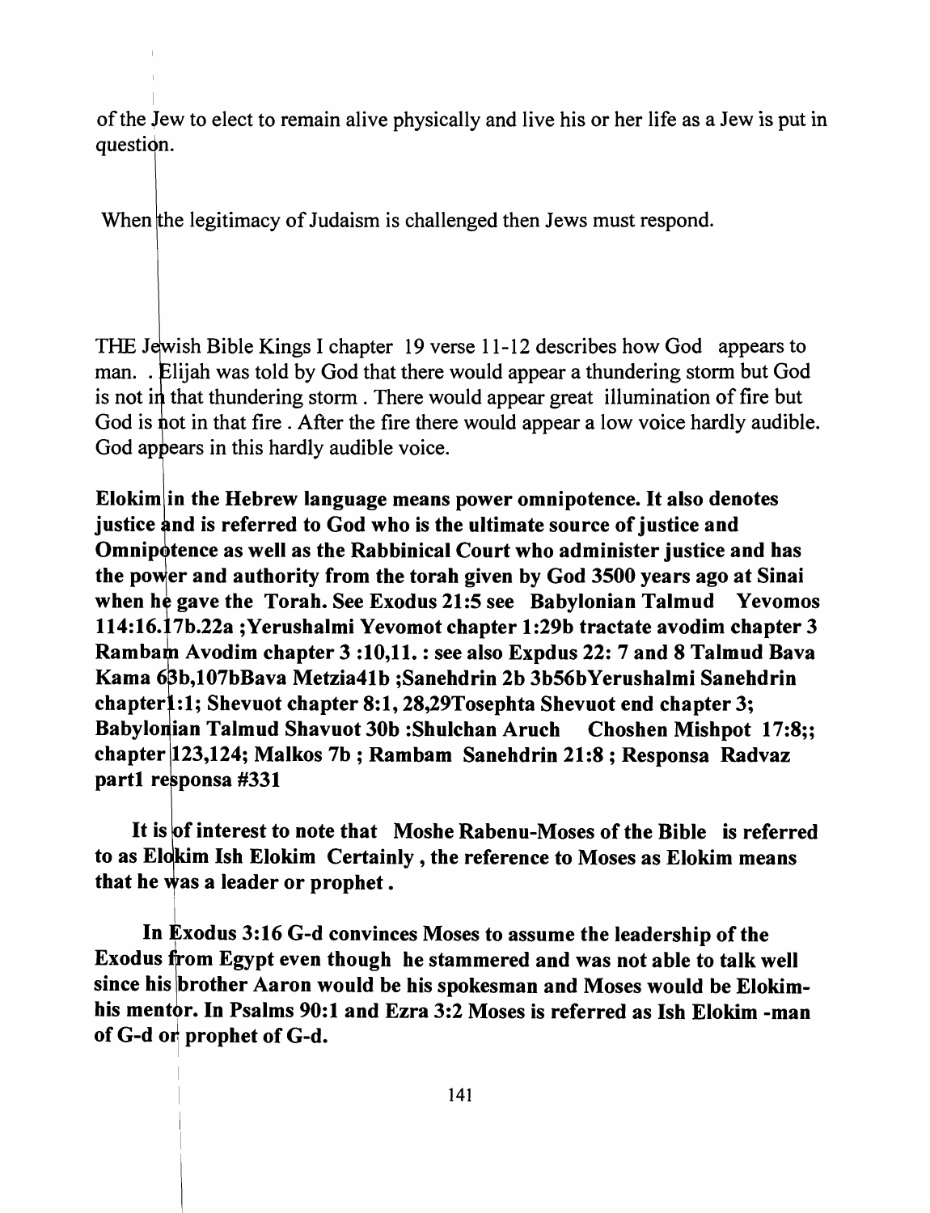of the Jew to elect to remain alive physically and live his or her life as a Jew is put in question.

When the legitimacy of Judaism is challenged then Jews must respond.

THE Jewish Bible Kings I chapter 19 verse 11-12 describes how God appears to man. . Elijah was told by God that there would appear a thundering storm but God is not in that thundering storm . There would appear great illumination of fire but God is not in that fire . After the fire there would appear a low voice hardly audible. God appears in this hardly audible voice.

**Elokim in the Hebrew language means power omnipotence. It also denotes justice and is referred to God who is the ultimate source of justice and Omnipotence as well as the Rabbinical Court who administer justice and has the power and authority from the torah given by God 3500 years ago at Sinai when he gave the Torah. See Exodus 21:5 see Babylonian Talmud Yevomos 114:16.17b.22a ;Yerushalmi Yevomot chapter 1:29b tractate avodim chapter 3 Rambam Avodim chapter 3 :10,11. : see also Expdus 22: 7 and 8 Talmud Bava Kama 63b,107bBava Metzia41b ;Sanehdrin 2b 3b56bYerushalmi Sanehdrin chapter1:1; Shevuot chapter 8:1, 28,29Tosephta Shevuot end chapter 3; Babylonian Talmud Shavuot 30b :Shulchan Aruch Choshen Mishpot 17:8;; chapter 123,124; Malkos 7b ; Rambam Sanehdrin 21:8 ; Responsa Radvaz part1 responsa #331**

**It is of interest to note that Moshe Rabenu-Moses of the Bible is referred to as Elokim Ish Elokim Certainly , the reference to Moses as Elokim means that he was a leader or prophet .**

**In Exodus 3:16 G-d convinces Moses to assume the leadership of the Exodus from Egypt even though he stammered and was not able to talk well since his brother Aaron would be his spokesman and Moses would be Elokim-his mentor. In Psalms 90:1 and Ezra 3:2 Moses is referred as Ish Elokim -man of G-d or prophet of G-d.**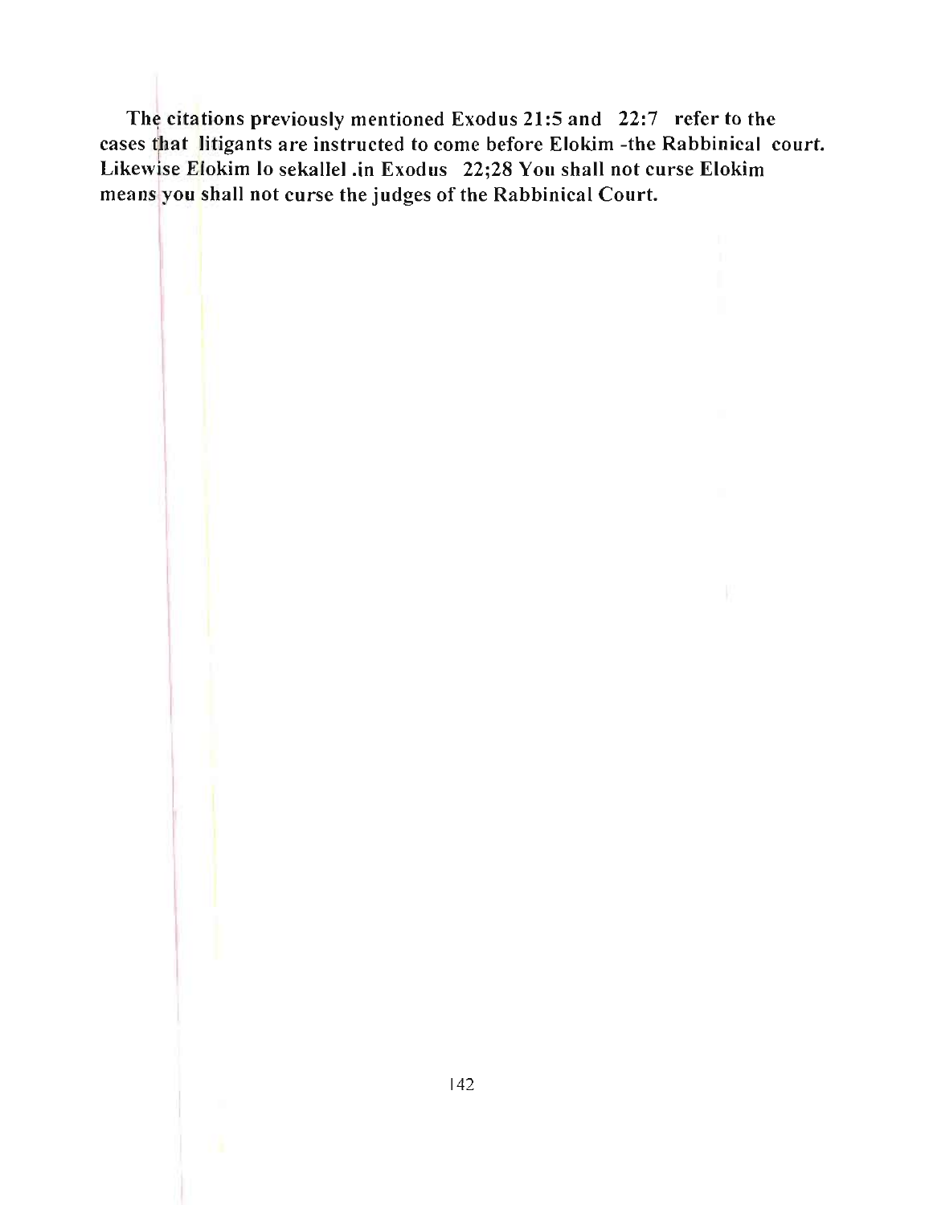**The citations previously mentioned Exodus 21:5 and 22:7 refer to the cases that litigants are instructed to come before Elokim -the Rabbinical court. Likewise Elokim lo sekallel .in Exodus 22;28 You shall not curse Elokim means you shall not curse the judges of the Rabbinical Court.**